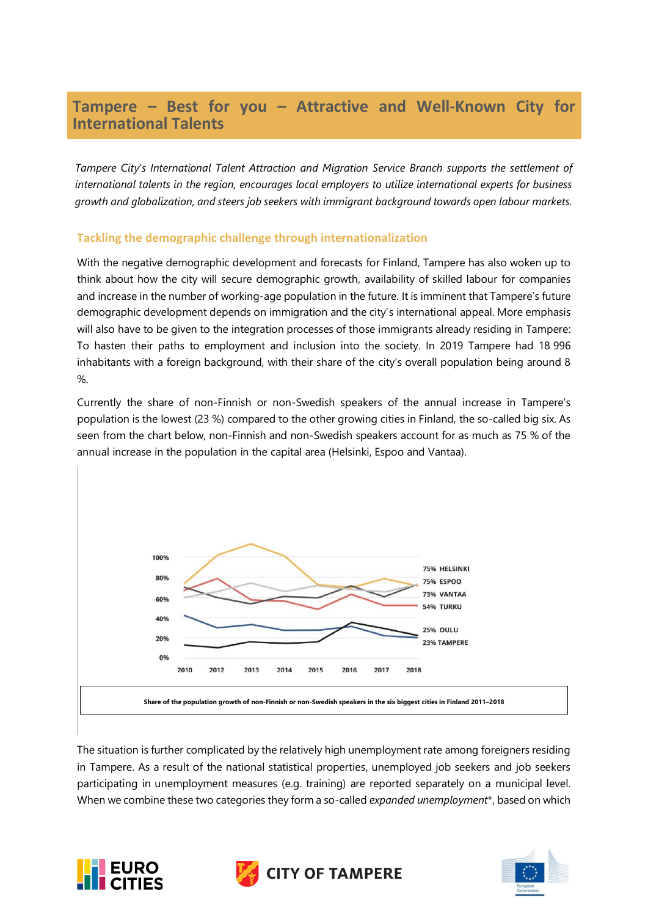## Tampere – Best for you – Attractive and Well-Known City for International Talents

*Tampere City's International Talent Attraction and Migration Service Branch supports the settlement of international talents in the region, encourages local employers to utilize international experts for business growth and globalization, and steers job seekers with immigrant background towards open labour markets.*

### Tackling the demographic challenge through internationalization

With the negative demographic development and forecasts for Finland, Tampere has also woken up to think about how the city will secure demographic growth, availability of skilled labour for companies and increase in the number of working-age population in the future. It is imminent that Tampere's future demographic development depends on immigration and the city's international appeal. More emphasis will also have to be given to the integration processes of those immigrants already residing in Tampere: To hasten their paths to employment and inclusion into the society. In 2019 Tampere had 18 996 inhabitants with a foreign background, with their share of the city's overall population being around 8 %.

Currently the share of non-Finnish or non-Swedish speakers of the annual increase in Tampere's population is the lowest (23 %) compared to the other growing cities in Finland, the so-called big six. As seen from the chart below, non-Finnish and non-Swedish speakers account for as much as 75 % of the annual increase in the population in the capital area (Helsinki, Espoo and Vantaa).

Share of the population growth of non-Finnish or non-Swedish speakers in the six biggest cities in Finland 2011–2018

The situation is further complicated by the relatively high unemployment rate among foreigners residing in Tampere. As a result of the national statistical properties, unemployed job seekers and job seekers participating in unemployment measures (e.g. training) are reported separately on a municipal level. When we combine these two categories they form a so-called *expanded unemployment*\*, based on which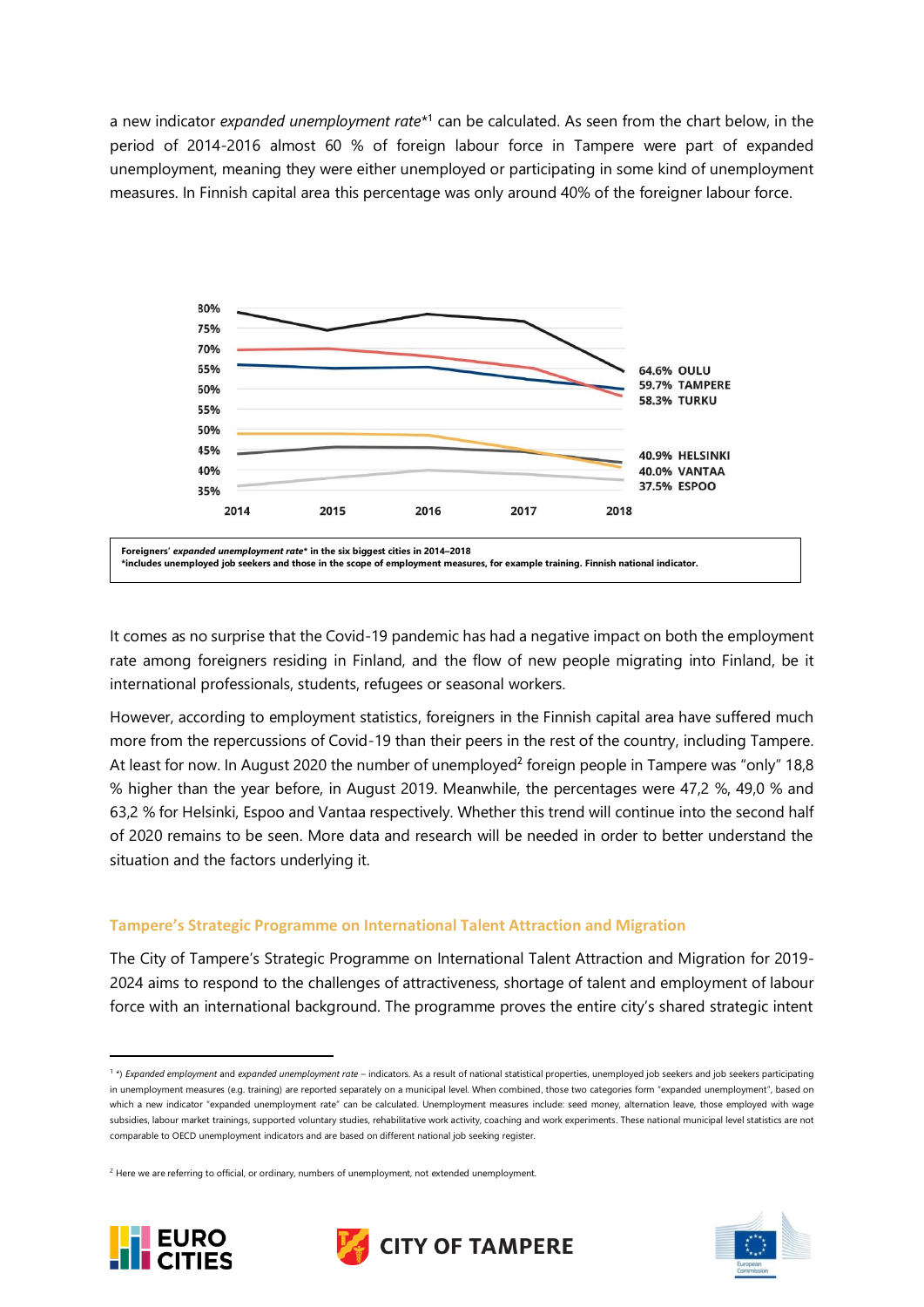a new indicator *expanded unemployment rate**[1] can be calculated. As seen from the chart below, in the period of 2014-2016 almost 60 % of foreign labour force in Tampere were part of expanded unemployment, meaning they were either unemployed or participating in some kind of unemployment measures. In Finnish capital area this percentage was only around 40% of the foreigner labour force.

**Foreigners' *expanded unemployment rate** in the six biggest cities in 2014–2018**
***includes unemployed job seekers and those in the scope of employment measures, for example training. Finnish national indicator.**

It comes as no surprise that the Covid-19 pandemic has had a negative impact on both the employment rate among foreigners residing in Finland, and the flow of new people migrating into Finland, be it international professionals, students, refugees or seasonal workers.

However, according to employment statistics, foreigners in the Finnish capital area have suffered much more from the repercussions of Covid-19 than their peers in the rest of the country, including Tampere. At least for now. In August 2020 the number of unemployed[2] foreign people in Tampere was "only" 18,8 % higher than the year before, in August 2019. Meanwhile, the percentages were 47,2 %, 49,0 % and 63,2 % for Helsinki, Espoo and Vantaa respectively. Whether this trend will continue into the second half of 2020 remains to be seen. More data and research will be needed in order to better understand the situation and the factors underlying it.

## Tampere's Strategic Programme on International Talent Attraction and Migration

The City of Tampere's Strategic Programme on International Talent Attraction and Migration for 2019-2024 aims to respond to the challenges of attractiveness, shortage of talent and employment of labour force with an international background. The programme proves the entire city's shared strategic intent

---

[1] *) *Expanded employment* and *expanded unemployment rate* – indicators. As a result of national statistical properties, unemployed job seekers and job seekers participating in unemployment measures (e.g. training) are reported separately on a municipal level. When combined, those two categories form "expanded unemployment", based on which a new indicator "expanded unemployment rate" can be calculated. Unemployment measures include: seed money, alternation leave, those employed with wage subsidies, labour market trainings, supported voluntary studies, rehabilitative work activity, coaching and work experiments. These national municipal level statistics are not comparable to OECD unemployment indicators and are based on different national job seeking register.

[2] Here we are referring to official, or ordinary, numbers of unemployment, not extended unemployment.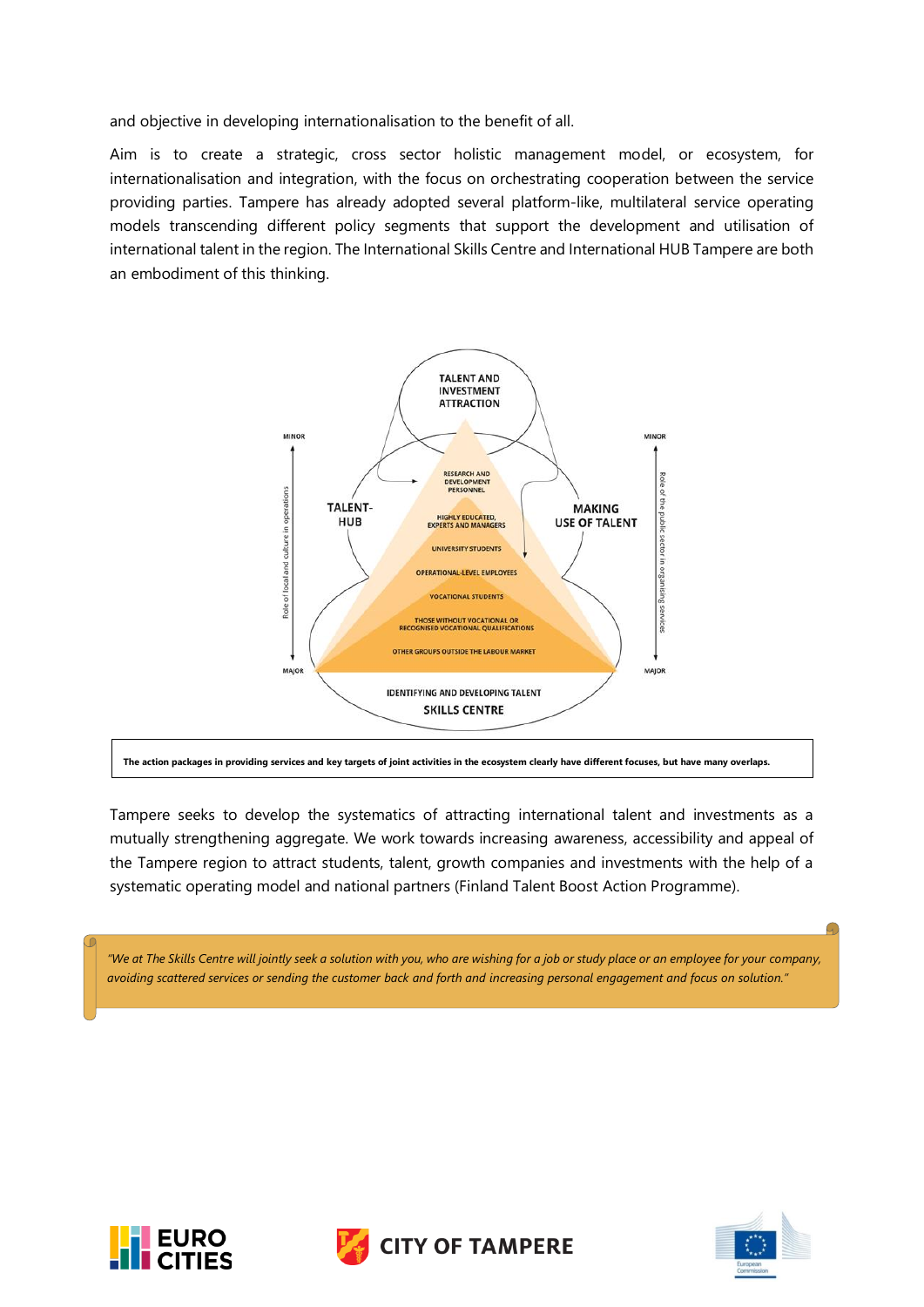and objective in developing internationalisation to the benefit of all.

Aim is to create a strategic, cross sector holistic management model, or ecosystem, for internationalisation and integration, with the focus on orchestrating cooperation between the service providing parties. Tampere has already adopted several platform-like, multilateral service operating models transcending different policy segments that support the development and utilisation of international talent in the region. The International Skills Centre and International HUB Tampere are both an embodiment of this thinking.

TALENT AND INVESTMENT ATTRACTION

TALENT-HUB

MAKING USE OF TALENT

RESEARCH AND DEVELOPMENT PERSONNEL

HIGHLY EDUCATED, EXPERTS AND MANAGERS

UNIVERSITY STUDENTS

OPERATIONAL-LEVEL EMPLOYEES

VOCATIONAL STUDENTS

THOSE WITHOUT VOCATIONAL OR RECOGNISED VOCATIONAL QUALIFICATIONS

OTHER GROUPS OUTSIDE THE LABOUR MARKET

IDENTIFYING AND DEVELOPING TALENT

SKILLS CENTRE

MINOR — Role of local and culture in operations — MAJOR

MINOR — Role of the public sector in organising services — MAJOR

**The action packages in providing services and key targets of joint activities in the ecosystem clearly have different focuses, but have many overlaps.**

Tampere seeks to develop the systematics of attracting international talent and investments as a mutually strengthening aggregate. We work towards increasing awareness, accessibility and appeal of the Tampere region to attract students, talent, growth companies and investments with the help of a systematic operating model and national partners (Finland Talent Boost Action Programme).

> *"We at The Skills Centre will jointly seek a solution with you, who are wishing for a job or study place or an employee for your company, avoiding scattered services or sending the customer back and forth and increasing personal engagement and focus on solution."*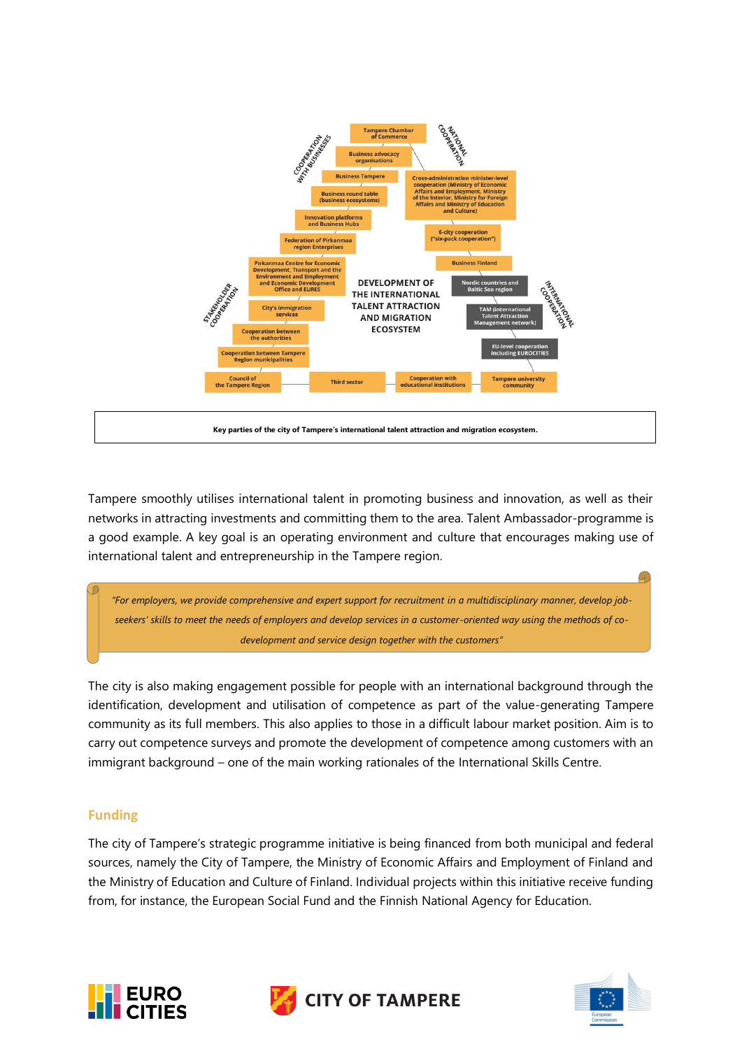DEVELOPMENT OF THE INTERNATIONAL TALENT ATTRACTION AND MIGRATION ECOSYSTEM

COOPERATION WITH BUSINESSES

- Tampere Chamber of Commerce
- Business advocacy organisations
- Business Tampere
- Business round table (business ecosystems)
- Innovation platforms and Business Hubs
- Federation of Pirkanmaa region Enterprises

NATIONAL COOPERATION

- Cross-administration minister-level cooperation (Ministry of Economic Affairs and Employment, Ministry of the Interior, Ministry for Foreign Affairs and Ministry of Education and Culture)
- 6-city cooperation ("six-pack cooperation")
- Business Finland

STAKEHOLDER COOPERATION

- Pirkanmaa Centre for Economic Development, Transport and the Environment and Employment and Economic Development Office and EURES
- City's immigration services
- Cooperation between the authorities
- Cooperation between Tampere Region municipalities
- Council of the Tampere Region
- Third sector
- Cooperation with educational institutions

INTERNATIONAL COOPERATION

- Nordic countries and Baltic Sea region
- TAM (International Talent Attraction Management network)
- EU-level cooperation including EUROCITIES
- Tampere university community

**Key parties of the city of Tampere's international talent attraction and migration ecosystem.**

Tampere smoothly utilises international talent in promoting business and innovation, as well as their networks in attracting investments and committing them to the area. Talent Ambassador-programme is a good example. A key goal is an operating environment and culture that encourages making use of international talent and entrepreneurship in the Tampere region.

> *"For employers, we provide comprehensive and expert support for recruitment in a multidisciplinary manner, develop job-seekers' skills to meet the needs of employers and develop services in a customer-oriented way using the methods of co-development and service design together with the customers"*

The city is also making engagement possible for people with an international background through the identification, development and utilisation of competence as part of the value-generating Tampere community as its full members. This also applies to those in a difficult labour market position. Aim is to carry out competence surveys and promote the development of competence among customers with an immigrant background – one of the main working rationales of the International Skills Centre.

## Funding

The city of Tampere's strategic programme initiative is being financed from both municipal and federal sources, namely the City of Tampere, the Ministry of Economic Affairs and Employment of Finland and the Ministry of Education and Culture of Finland. Individual projects within this initiative receive funding from, for instance, the European Social Fund and the Finnish National Agency for Education.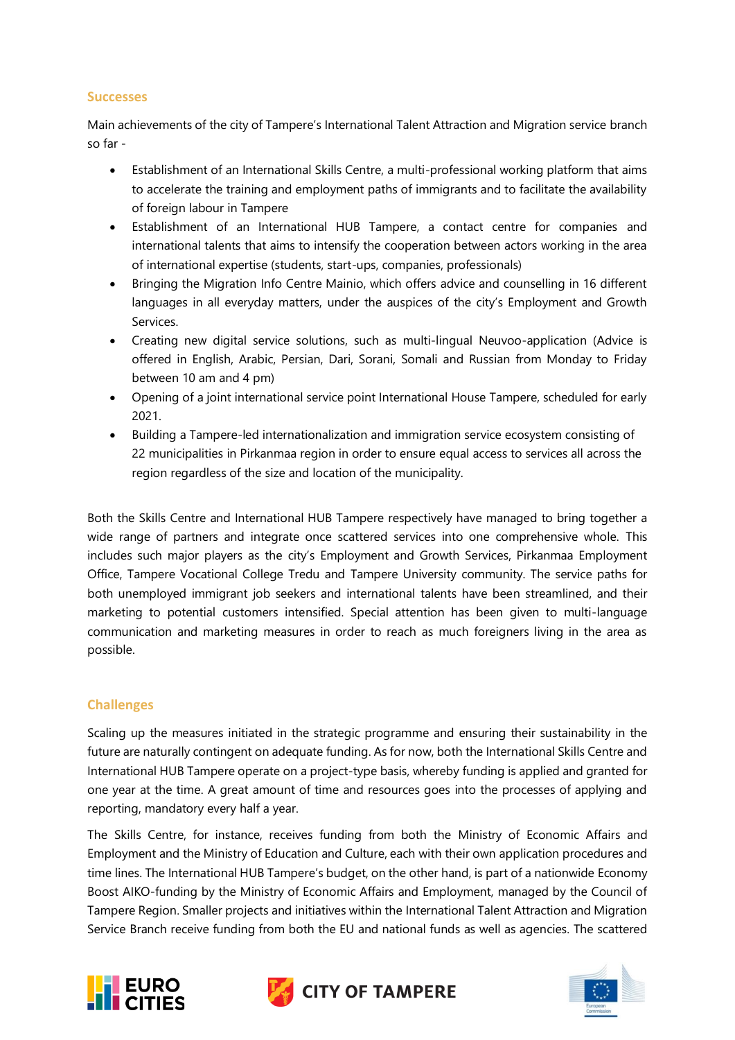## Successes

Main achievements of the city of Tampere's International Talent Attraction and Migration service branch so far -

- Establishment of an International Skills Centre, a multi-professional working platform that aims to accelerate the training and employment paths of immigrants and to facilitate the availability of foreign labour in Tampere
- Establishment of an International HUB Tampere, a contact centre for companies and international talents that aims to intensify the cooperation between actors working in the area of international expertise (students, start-ups, companies, professionals)
- Bringing the Migration Info Centre Mainio, which offers advice and counselling in 16 different languages in all everyday matters, under the auspices of the city's Employment and Growth Services.
- Creating new digital service solutions, such as multi-lingual Neuvoo-application (Advice is offered in English, Arabic, Persian, Dari, Sorani, Somali and Russian from Monday to Friday between 10 am and 4 pm)
- Opening of a joint international service point International House Tampere, scheduled for early 2021.
- Building a Tampere-led internationalization and immigration service ecosystem consisting of 22 municipalities in Pirkanmaa region in order to ensure equal access to services all across the region regardless of the size and location of the municipality.

Both the Skills Centre and International HUB Tampere respectively have managed to bring together a wide range of partners and integrate once scattered services into one comprehensive whole. This includes such major players as the city's Employment and Growth Services, Pirkanmaa Employment Office, Tampere Vocational College Tredu and Tampere University community. The service paths for both unemployed immigrant job seekers and international talents have been streamlined, and their marketing to potential customers intensified. Special attention has been given to multi-language communication and marketing measures in order to reach as much foreigners living in the area as possible.

## Challenges

Scaling up the measures initiated in the strategic programme and ensuring their sustainability in the future are naturally contingent on adequate funding. As for now, both the International Skills Centre and International HUB Tampere operate on a project-type basis, whereby funding is applied and granted for one year at the time. A great amount of time and resources goes into the processes of applying and reporting, mandatory every half a year.

The Skills Centre, for instance, receives funding from both the Ministry of Economic Affairs and Employment and the Ministry of Education and Culture, each with their own application procedures and time lines. The International HUB Tampere's budget, on the other hand, is part of a nationwide Economy Boost AIKO-funding by the Ministry of Economic Affairs and Employment, managed by the Council of Tampere Region. Smaller projects and initiatives within the International Talent Attraction and Migration Service Branch receive funding from both the EU and national funds as well as agencies. The scattered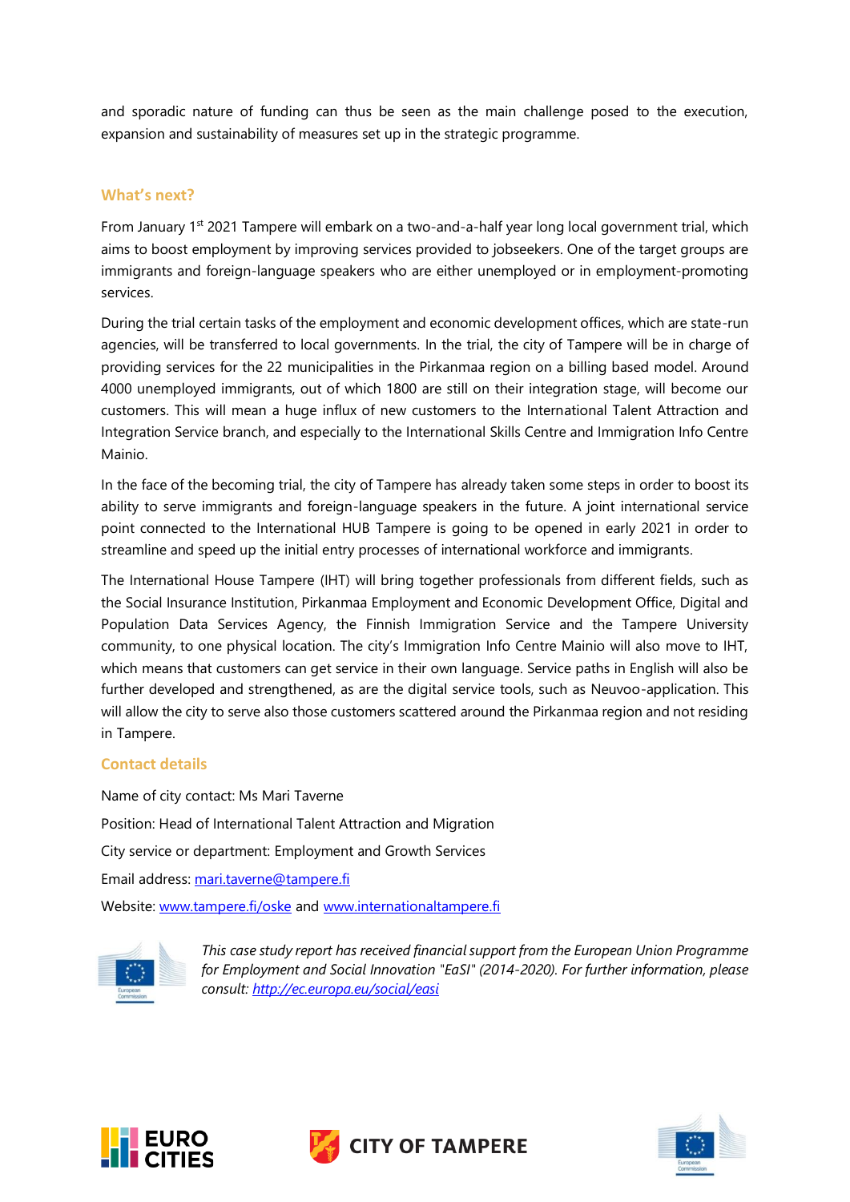and sporadic nature of funding can thus be seen as the main challenge posed to the execution, expansion and sustainability of measures set up in the strategic programme.

## What's next?

From January 1st 2021 Tampere will embark on a two-and-a-half year long local government trial, which aims to boost employment by improving services provided to jobseekers. One of the target groups are immigrants and foreign-language speakers who are either unemployed or in employment-promoting services.

During the trial certain tasks of the employment and economic development offices, which are state-run agencies, will be transferred to local governments. In the trial, the city of Tampere will be in charge of providing services for the 22 municipalities in the Pirkanmaa region on a billing based model. Around 4000 unemployed immigrants, out of which 1800 are still on their integration stage, will become our customers. This will mean a huge influx of new customers to the International Talent Attraction and Integration Service branch, and especially to the International Skills Centre and Immigration Info Centre Mainio.

In the face of the becoming trial, the city of Tampere has already taken some steps in order to boost its ability to serve immigrants and foreign-language speakers in the future. A joint international service point connected to the International HUB Tampere is going to be opened in early 2021 in order to streamline and speed up the initial entry processes of international workforce and immigrants.

The International House Tampere (IHT) will bring together professionals from different fields, such as the Social Insurance Institution, Pirkanmaa Employment and Economic Development Office, Digital and Population Data Services Agency, the Finnish Immigration Service and the Tampere University community, to one physical location. The city's Immigration Info Centre Mainio will also move to IHT, which means that customers can get service in their own language. Service paths in English will also be further developed and strengthened, as are the digital service tools, such as Neuvoo-application. This will allow the city to serve also those customers scattered around the Pirkanmaa region and not residing in Tampere.

## Contact details

Name of city contact: Ms Mari Taverne

Position: Head of International Talent Attraction and Migration

City service or department: Employment and Growth Services

Email address: mari.taverne@tampere.fi

Website: www.tampere.fi/oske and www.internationaltampere.fi

*This case study report has received financial support from the European Union Programme for Employment and Social Innovation "EaSI" (2014-2020). For further information, please consult: http://ec.europa.eu/social/easi*